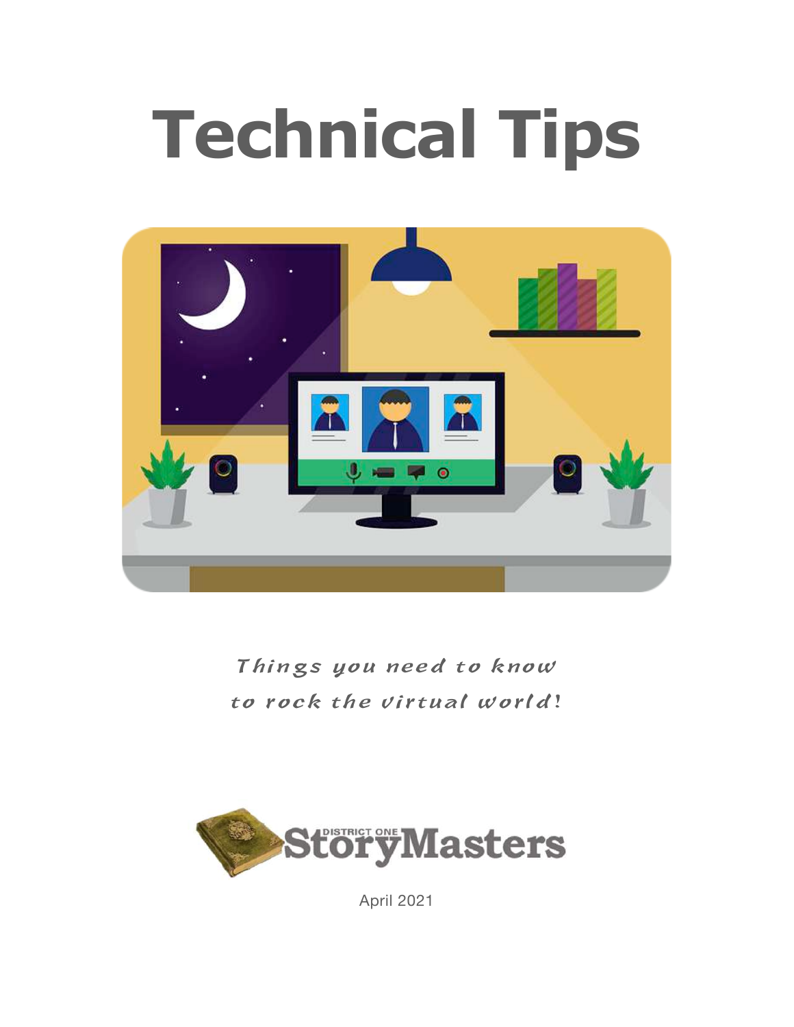# Technical Tips

*Things you need to know*
*to rock the virtual world!*

DISTRICT ONE StoryMasters

April 2021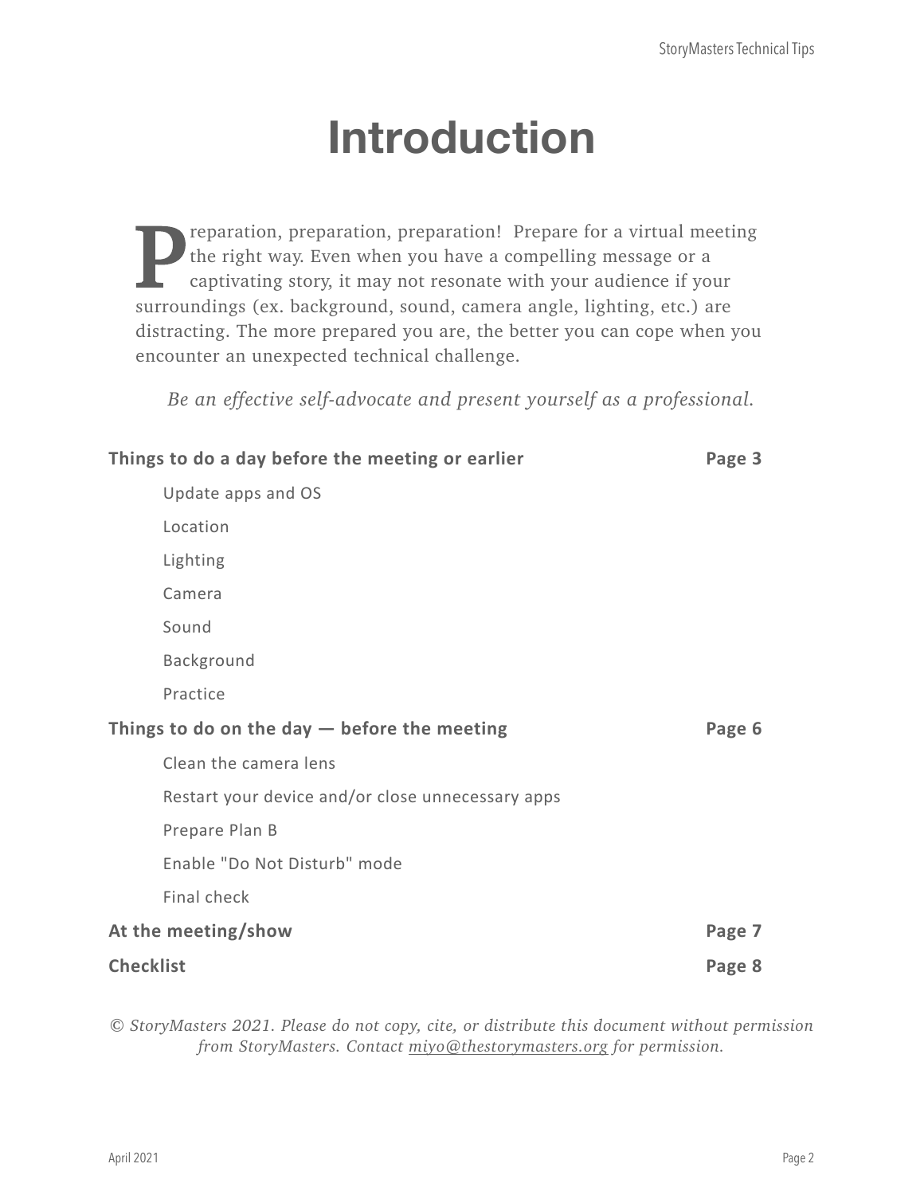# Introduction

Preparation, preparation, preparation! Prepare for a virtual meeting the right way. Even when you have a compelling message or a captivating story, it may not resonate with your audience if your surroundings (ex. background, sound, camera angle, lighting, etc.) are distracting. The more prepared you are, the better you can cope when you encounter an unexpected technical challenge.

*Be an effective self-advocate and present yourself as a professional.*

**Things to do a day before the meeting or earlier** — **Page 3**

- Update apps and OS
- Location
- Lighting
- Camera
- Sound
- Background
- Practice

**Things to do on the day — before the meeting** — **Page 6**

- Clean the camera lens
- Restart your device and/or close unnecessary apps
- Prepare Plan B
- Enable "Do Not Disturb" mode
- Final check

**At the meeting/show** — **Page 7**

**Checklist** — **Page 8**

*© StoryMasters 2021. Please do not copy, cite, or distribute this document without permission from StoryMasters. Contact miyo@thestorymasters.org for permission.*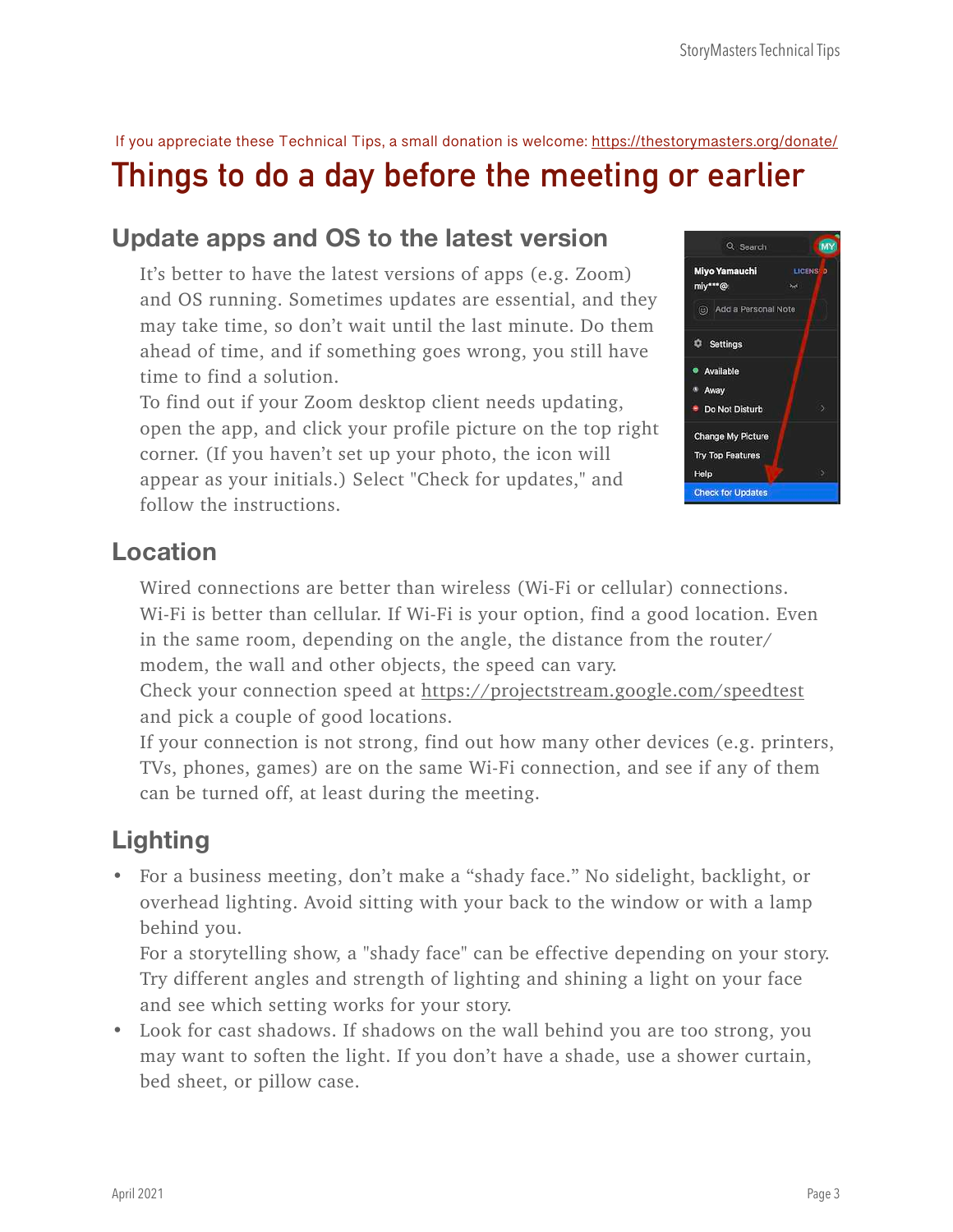If you appreciate these Technical Tips, a small donation is welcome: https://thestorymasters.org/donate/

# Things to do a day before the meeting or earlier

## Update apps and OS to the latest version

It's better to have the latest versions of apps (e.g. Zoom) and OS running. Sometimes updates are essential, and they may take time, so don't wait until the last minute. Do them ahead of time, and if something goes wrong, you still have time to find a solution.

To find out if your Zoom desktop client needs updating, open the app, and click your profile picture on the top right corner. (If you haven't set up your photo, the icon will appear as your initials.) Select "Check for updates," and follow the instructions.

## Location

Wired connections are better than wireless (Wi-Fi or cellular) connections. Wi-Fi is better than cellular. If Wi-Fi is your option, find a good location. Even in the same room, depending on the angle, the distance from the router/ modem, the wall and other objects, the speed can vary.

Check your connection speed at https://projectstream.google.com/speedtest and pick a couple of good locations.

If your connection is not strong, find out how many other devices (e.g. printers, TVs, phones, games) are on the same Wi-Fi connection, and see if any of them can be turned off, at least during the meeting.

## Lighting

- For a business meeting, don't make a "shady face." No sidelight, backlight, or overhead lighting. Avoid sitting with your back to the window or with a lamp behind you.
  For a storytelling show, a "shady face" can be effective depending on your story. Try different angles and strength of lighting and shining a light on your face and see which setting works for your story.
- Look for cast shadows. If shadows on the wall behind you are too strong, you may want to soften the light. If you don't have a shade, use a shower curtain, bed sheet, or pillow case.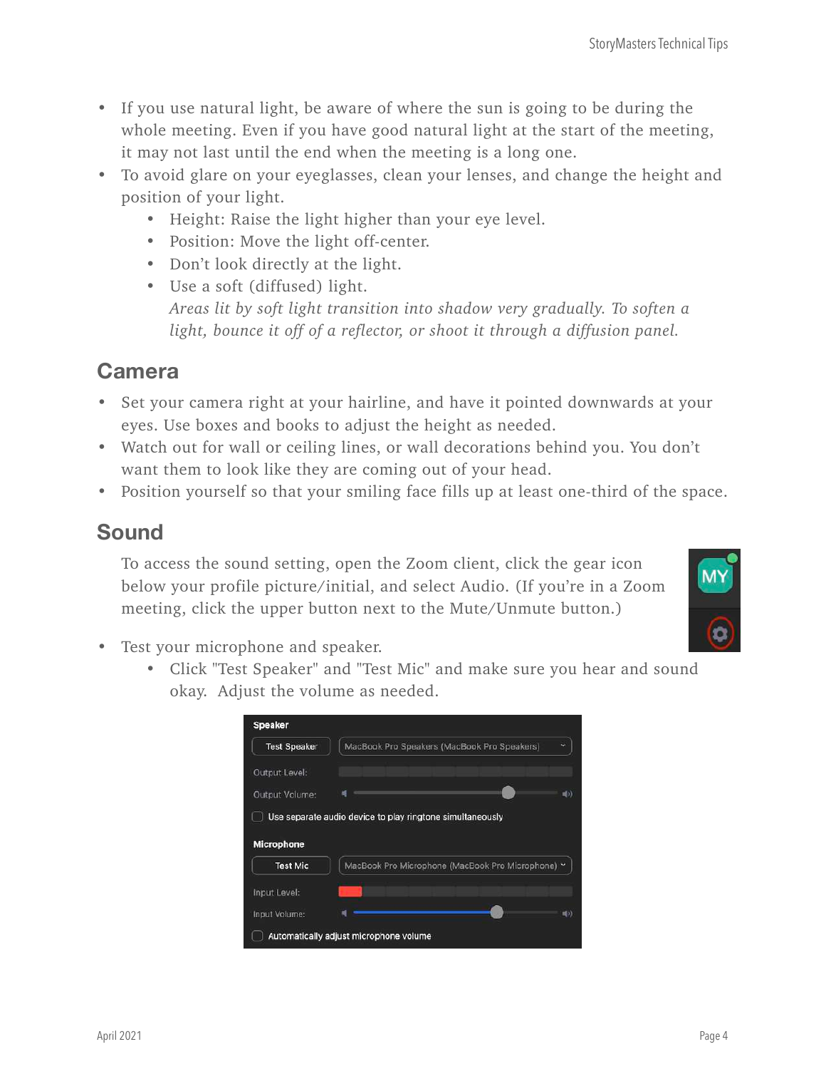- If you use natural light, be aware of where the sun is going to be during the whole meeting. Even if you have good natural light at the start of the meeting, it may not last until the end when the meeting is a long one.
- To avoid glare on your eyeglasses, clean your lenses, and change the height and position of your light.
  - Height: Raise the light higher than your eye level.
  - Position: Move the light off-center.
  - Don't look directly at the light.
  - Use a soft (diffused) light.
    *Areas lit by soft light transition into shadow very gradually. To soften a light, bounce it off of a reflector, or shoot it through a diffusion panel.*

## Camera

- Set your camera right at your hairline, and have it pointed downwards at your eyes. Use boxes and books to adjust the height as needed.
- Watch out for wall or ceiling lines, or wall decorations behind you. You don't want them to look like they are coming out of your head.
- Position yourself so that your smiling face fills up at least one-third of the space.

## Sound

To access the sound setting, open the Zoom client, click the gear icon below your profile picture/initial, and select Audio. (If you're in a Zoom meeting, click the upper button next to the Mute/Unmute button.)

- Test your microphone and speaker.
  - Click "Test Speaker" and "Test Mic" and make sure you hear and sound okay. Adjust the volume as needed.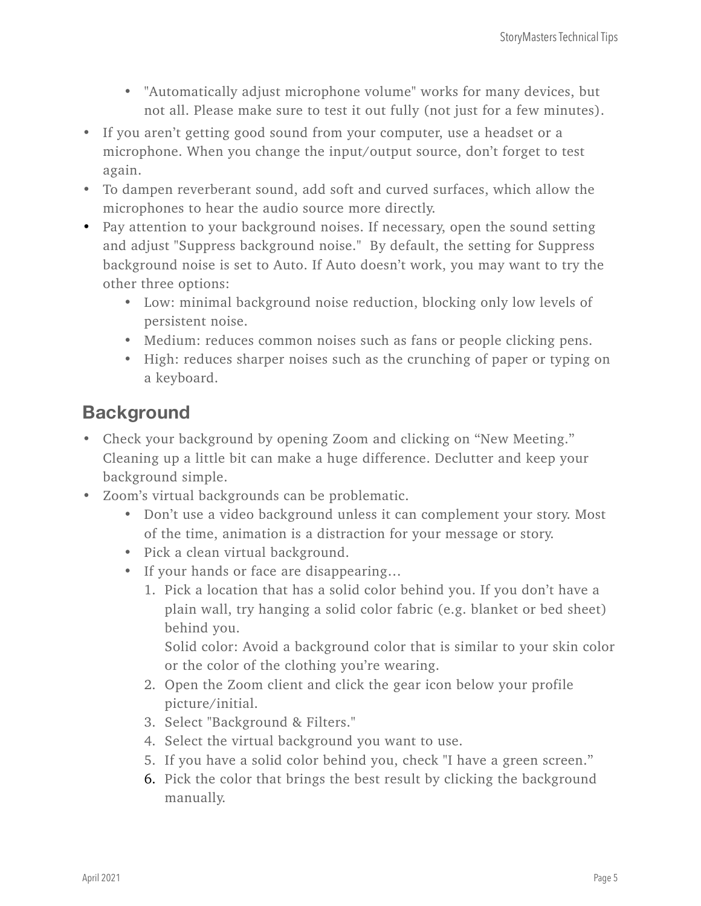- "Automatically adjust microphone volume" works for many devices, but not all. Please make sure to test it out fully (not just for a few minutes).
- If you aren't getting good sound from your computer, use a headset or a microphone. When you change the input/output source, don't forget to test again.
- To dampen reverberant sound, add soft and curved surfaces, which allow the microphones to hear the audio source more directly.
- Pay attention to your background noises. If necessary, open the sound setting and adjust "Suppress background noise." By default, the setting for Suppress background noise is set to Auto. If Auto doesn't work, you may want to try the other three options:
    - Low: minimal background noise reduction, blocking only low levels of persistent noise.
    - Medium: reduces common noises such as fans or people clicking pens.
    - High: reduces sharper noises such as the crunching of paper or typing on a keyboard.

## Background

- Check your background by opening Zoom and clicking on "New Meeting." Cleaning up a little bit can make a huge difference. Declutter and keep your background simple.
- Zoom's virtual backgrounds can be problematic.
    - Don't use a video background unless it can complement your story. Most of the time, animation is a distraction for your message or story.
    - Pick a clean virtual background.
    - If your hands or face are disappearing…
        1. Pick a location that has a solid color behind you. If you don't have a plain wall, try hanging a solid color fabric (e.g. blanket or bed sheet) behind you.
           Solid color: Avoid a background color that is similar to your skin color or the color of the clothing you're wearing.
        2. Open the Zoom client and click the gear icon below your profile picture/initial.
        3. Select "Background & Filters."
        4. Select the virtual background you want to use.
        5. If you have a solid color behind you, check "I have a green screen."
        6. Pick the color that brings the best result by clicking the background manually.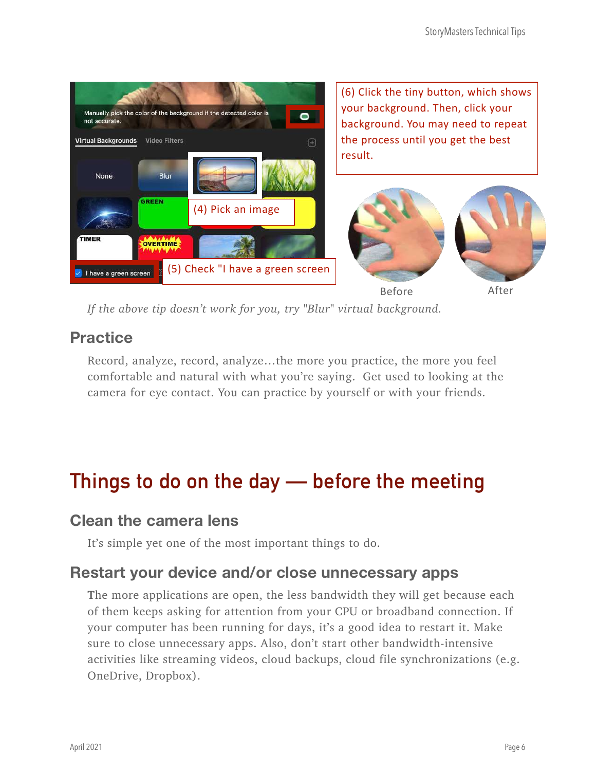(6) Click the tiny button, which shows your background. Then, click your background. You may need to repeat the process until you get the best result.

(4) Pick an image

(5) Check "I have a green screen

Before

After

*If the above tip doesn't work for you, try "Blur" virtual background.*

## Practice

Record, analyze, record, analyze…the more you practice, the more you feel comfortable and natural with what you're saying. Get used to looking at the camera for eye contact. You can practice by yourself or with your friends.

# Things to do on the day — before the meeting

## Clean the camera lens

It's simple yet one of the most important things to do.

## Restart your device and/or close unnecessary apps

The more applications are open, the less bandwidth they will get because each of them keeps asking for attention from your CPU or broadband connection. If your computer has been running for days, it's a good idea to restart it. Make sure to close unnecessary apps. Also, don't start other bandwidth-intensive activities like streaming videos, cloud backups, cloud file synchronizations (e.g. OneDrive, Dropbox).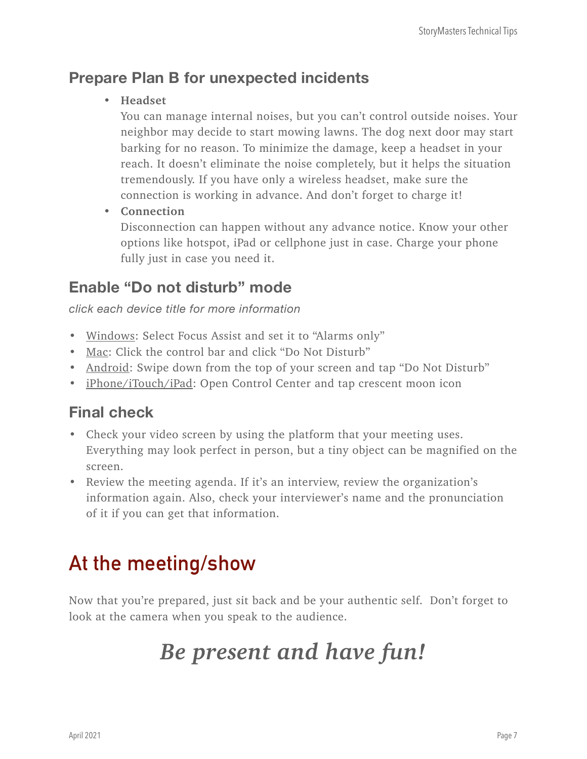## Prepare Plan B for unexpected incidents

- **Headset**
  You can manage internal noises, but you can't control outside noises. Your neighbor may decide to start mowing lawns. The dog next door may start barking for no reason. To minimize the damage, keep a headset in your reach. It doesn't eliminate the noise completely, but it helps the situation tremendously. If you have only a wireless headset, make sure the connection is working in advance. And don't forget to charge it!
- **Connection**
  Disconnection can happen without any advance notice. Know your other options like hotspot, iPad or cellphone just in case. Charge your phone fully just in case you need it.

## Enable "Do not disturb" mode

*click each device title for more information*

- Windows: Select Focus Assist and set it to "Alarms only"
- Mac: Click the control bar and click "Do Not Disturb"
- Android: Swipe down from the top of your screen and tap "Do Not Disturb"
- iPhone/iTouch/iPad: Open Control Center and tap crescent moon icon

## Final check

- Check your video screen by using the platform that your meeting uses. Everything may look perfect in person, but a tiny object can be magnified on the screen.
- Review the meeting agenda. If it's an interview, review the organization's information again. Also, check your interviewer's name and the pronunciation of it if you can get that information.

# At the meeting/show

Now that you're prepared, just sit back and be your authentic self. Don't forget to look at the camera when you speak to the audience.

***Be present and have fun!***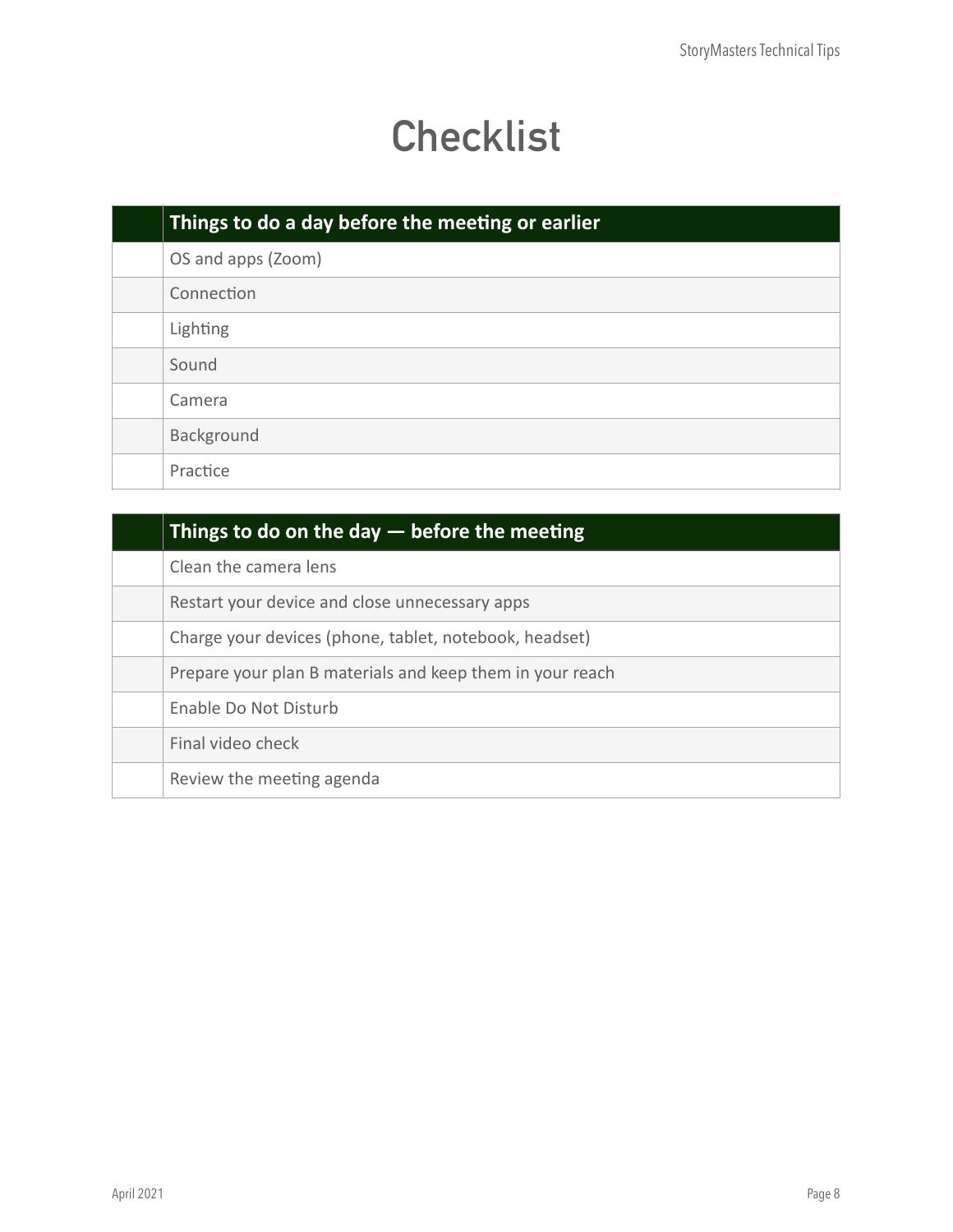# Checklist

| | Things to do a day before the meeting or earlier |
|---|---|
| | OS and apps (Zoom) |
| | Connection |
| | Lighting |
| | Sound |
| | Camera |
| | Background |
| | Practice |

| | Things to do on the day — before the meeting |
|---|---|
| | Clean the camera lens |
| | Restart your device and close unnecessary apps |
| | Charge your devices (phone, tablet, notebook, headset) |
| | Prepare your plan B materials and keep them in your reach |
| | Enable Do Not Disturb |
| | Final video check |
| | Review the meeting agenda |